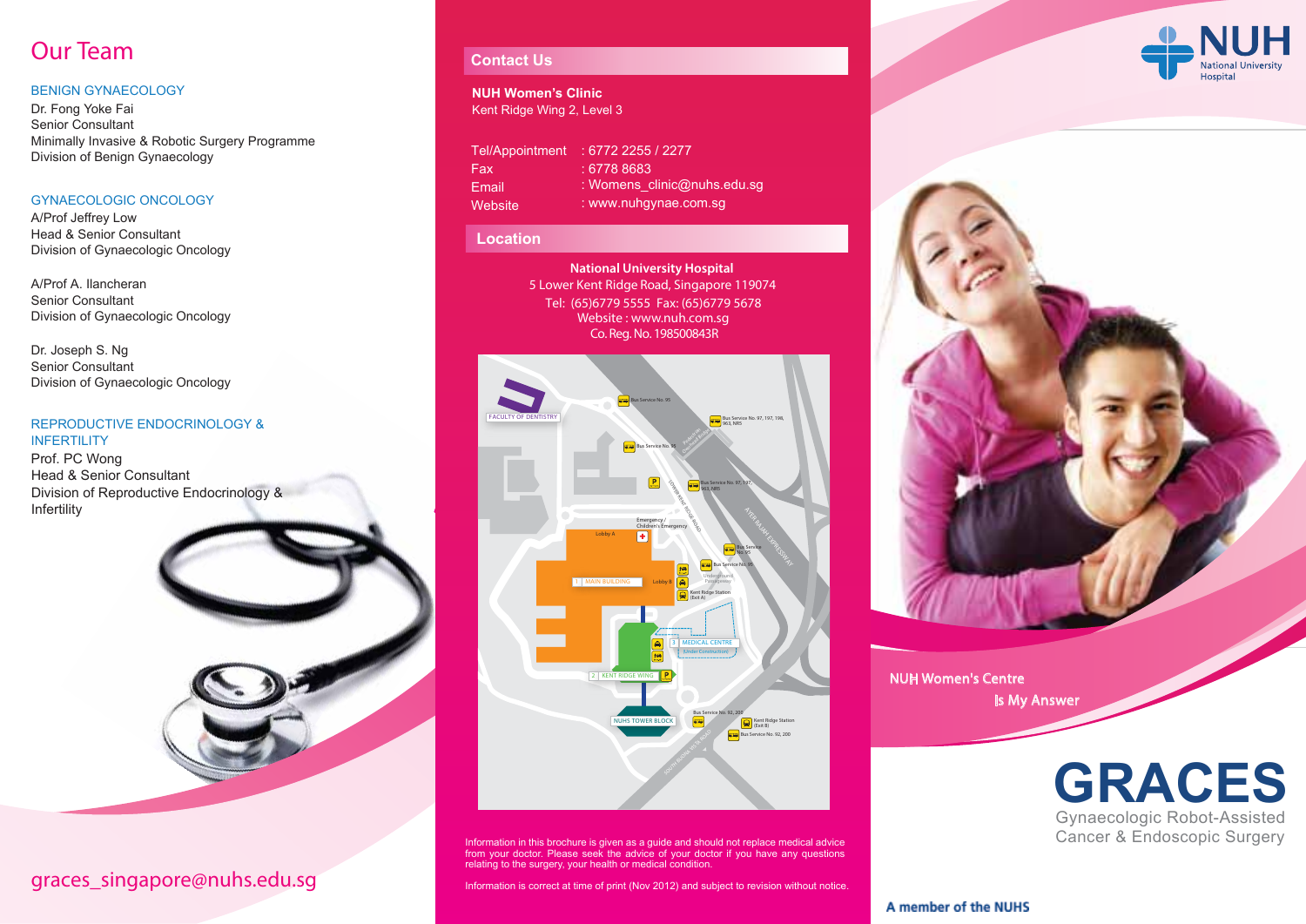## Our Team

### BENIGN GYNAECOLOGY

Dr. Fong Yoke Fai
Senior Consultant
Minimally Invasive & Robotic Surgery Programme
Division of Benign Gynaecology

### GYNAECOLOGIC ONCOLOGY

A/Prof Jeffrey Low
Head & Senior Consultant
Division of Gynaecologic Oncology

A/Prof A. Ilancheran
Senior Consultant
Division of Gynaecologic Oncology

Dr. Joseph S. Ng
Senior Consultant
Division of Gynaecologic Oncology

### REPRODUCTIVE ENDOCRINOLOGY & INFERTILITY

Prof. PC Wong
Head & Senior Consultant
Division of Reproductive Endocrinology & Infertility

graces_singapore@nuhs.edu.sg

## Contact Us

**NUH Women's Clinic**
Kent Ridge Wing 2, Level 3

Tel/Appointment : 6772 2255 / 2277
Fax : 6778 8683
Email : Womens_clinic@nuhs.edu.sg
Website : www.nuhgynae.com.sg

## Location

**National University Hospital**
5 Lower Kent Ridge Road, Singapore 119074
Tel: (65)6779 5555 Fax: (65)6779 5678
Website : www.nuh.com.sg
Co. Reg. No. 198500843R

Information in this brochure is given as a guide and should not replace medical advice from your doctor. Please seek the advice of your doctor if you have any questions relating to the surgery, your health or medical condition.

Information is correct at time of print (Nov 2012) and subject to revision without notice.

NUH National University Hospital

NUH Women's Centre
Is My Answer

# GRACES

Gynaecologic Robot-Assisted Cancer & Endoscopic Surgery

A member of the NUHS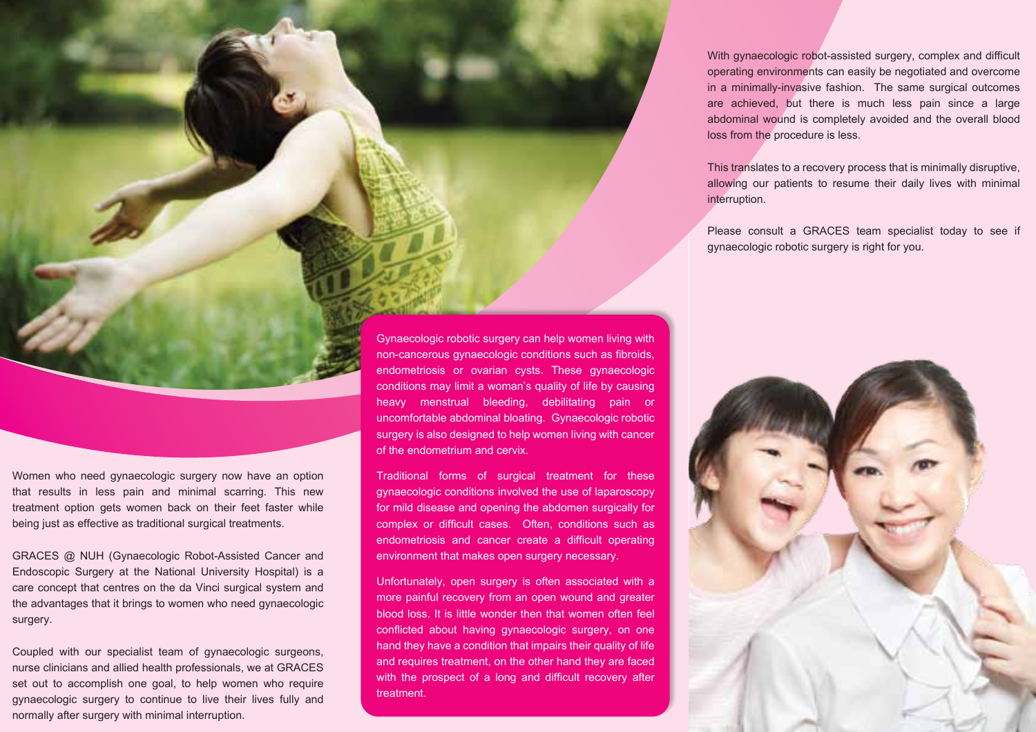Women who need gynaecologic surgery now have an option that results in less pain and minimal scarring. This new treatment option gets women back on their feet faster while being just as effective as traditional surgical treatments.

GRACES @ NUH (Gynaecologic Robot-Assisted Cancer and Endoscopic Surgery at the National University Hospital) is a care concept that centres on the da Vinci surgical system and the advantages that it brings to women who need gynaecologic surgery.

Coupled with our specialist team of gynaecologic surgeons, nurse clinicians and allied health professionals, we at GRACES set out to accomplish one goal, to help women who require gynaecologic surgery to continue to live their lives fully and normally after surgery with minimal interruption.

Gynaecologic robotic surgery can help women living with non-cancerous gynaecologic conditions such as fibroids, endometriosis or ovarian cysts. These gynaecologic conditions may limit a woman's quality of life by causing heavy menstrual bleeding, debilitating pain or uncomfortable abdominal bloating. Gynaecologic robotic surgery is also designed to help women living with cancer of the endometrium and cervix.

Traditional forms of surgical treatment for these gynaecologic conditions involved the use of laparoscopy for mild disease and opening the abdomen surgically for complex or difficult cases. Often, conditions such as endometriosis and cancer create a difficult operating environment that makes open surgery necessary.

Unfortunately, open surgery is often associated with a more painful recovery from an open wound and greater blood loss. It is little wonder then that women often feel conflicted about having gynaecologic surgery, on one hand they have a condition that impairs their quality of life and requires treatment, on the other hand they are faced with the prospect of a long and difficult recovery after treatment.

With gynaecologic robot-assisted surgery, complex and difficult operating environments can easily be negotiated and overcome in a minimally-invasive fashion. The same surgical outcomes are achieved, but there is much less pain since a large abdominal wound is completely avoided and the overall blood loss from the procedure is less.

This translates to a recovery process that is minimally disruptive, allowing our patients to resume their daily lives with minimal interruption.

Please consult a GRACES team specialist today to see if gynaecologic robotic surgery is right for you.